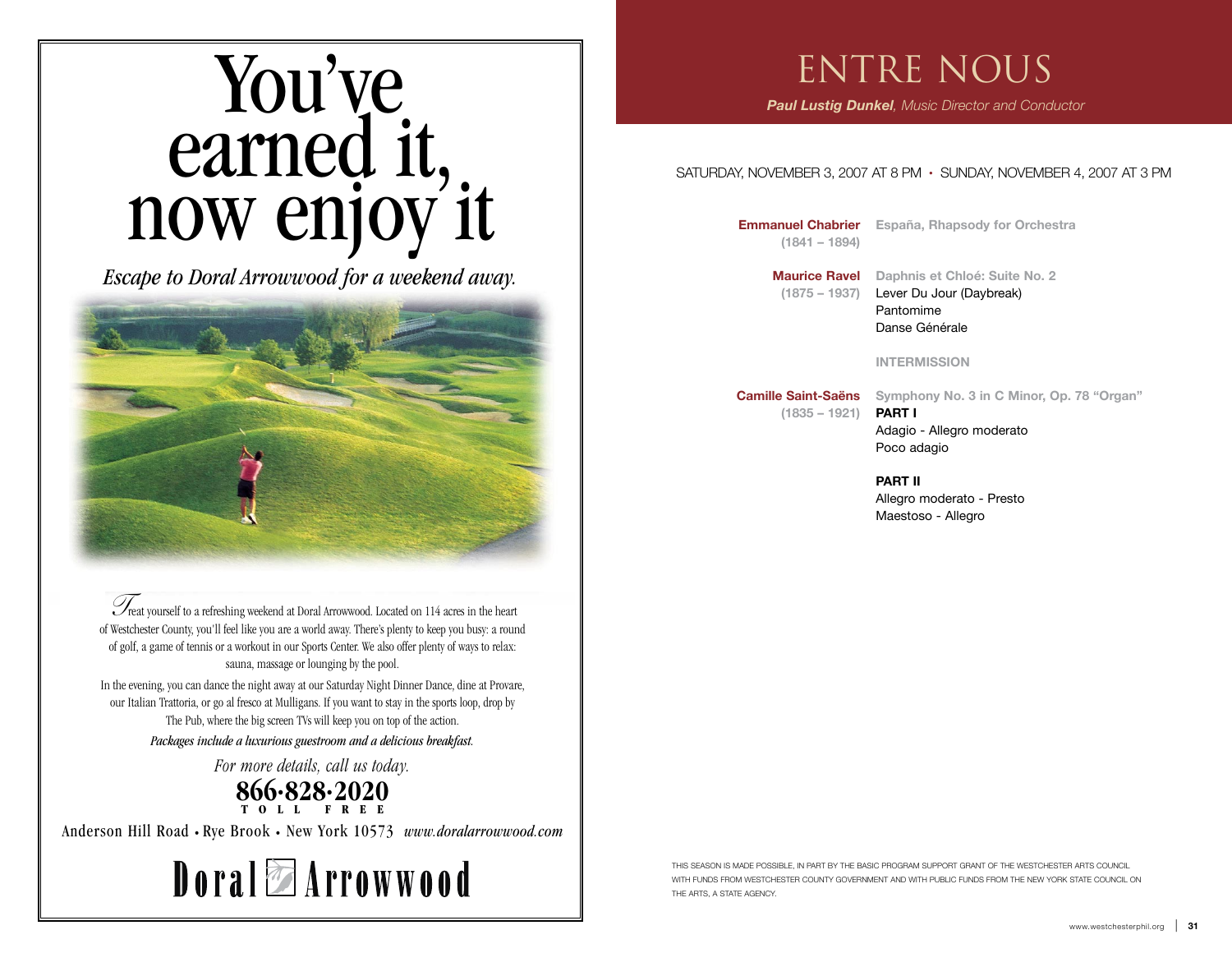# You've earned it, now enjoy it

*Escape to Doral Arrowwood for a weekend away.*

Treat yourself to a refreshing weekend at Doral Arrowwood. Located on 114 acres in the heart of Westchester County, you'll feel like you are a world away. There's plenty to keep you busy: a round of golf, a game of tennis or a workout in our Sports Center. We also offer plenty of ways to relax: sauna, massage or lounging by the pool.

In the evening, you can dance the night away at our Saturday Night Dinner Dance, dine at Provare, our Italian Trattoria, or go al fresco at Mulligans. If you want to stay in the sports loop, drop by The Pub, where the big screen TVs will keep you on top of the action.

*Packages include a luxurious guestroom and a delicious breakfast.*

*For more details, call us today.*

**866·828·2020**
**TOLL FREE**

Anderson Hill Road • Rye Brook • New York 10573 *www.doralarrowwood.com*

**Doral Arrowwood**

# ENTRE NOUS

***Paul Lustig Dunkel**, Music Director and Conductor*

SATURDAY, NOVEMBER 3, 2007 AT 8 PM • SUNDAY, NOVEMBER 4, 2007 AT 3 PM

**Emmanuel Chabrier** (1841 – 1894)
**España, Rhapsody for Orchestra**

**Maurice Ravel** (1875 – 1937)
**Daphnis et Chloé: Suite No. 2**
Lever Du Jour (Daybreak)
Pantomime
Danse Générale

**INTERMISSION**

**Camille Saint-Saëns** (1835 – 1921)
**Symphony No. 3 in C Minor, Op. 78 "Organ"**

**PART I**
Adagio - Allegro moderato
Poco adagio

**PART II**
Allegro moderato - Presto
Maestoso - Allegro

THIS SEASON IS MADE POSSIBLE, IN PART BY THE BASIC PROGRAM SUPPORT GRANT OF THE WESTCHESTER ARTS COUNCIL WITH FUNDS FROM WESTCHESTER COUNTY GOVERNMENT AND WITH PUBLIC FUNDS FROM THE NEW YORK STATE COUNCIL ON THE ARTS, A STATE AGENCY.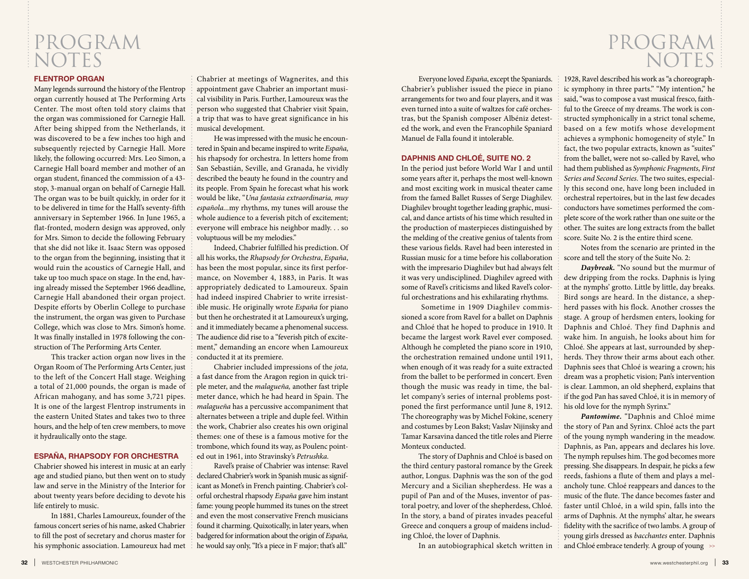# PROGRAM NOTES

## FLENTROP ORGAN

Many legends surround the history of the Flentrop organ currently housed at The Performing Arts Center. The most often told story claims that the organ was commissioned for Carnegie Hall. After being shipped from the Netherlands, it was discovered to be a few inches too high and subsequently rejected by Carnegie Hall. More likely, the following occurred: Mrs. Leo Simon, a Carnegie Hall board member and mother of an organ student, financed the commission of a 43-stop, 3-manual organ on behalf of Carnegie Hall. The organ was to be built quickly, in order for it to be delivered in time for the Hall's seventy-fifth anniversary in September 1966. In June 1965, a flat-fronted, modern design was approved, only for Mrs. Simon to decide the following February that she did not like it. Isaac Stern was opposed to the organ from the beginning, insisting that it would ruin the acoustics of Carnegie Hall, and take up too much space on stage. In the end, having already missed the September 1966 deadline, Carnegie Hall abandoned their organ project. Despite efforts by Oberlin College to purchase the instrument, the organ was given to Purchase College, which was close to Mrs. Simon's home. It was finally installed in 1978 following the construction of The Performing Arts Center.

This tracker action organ now lives in the Organ Room of The Performing Arts Center, just to the left of the Concert Hall stage. Weighing a total of 21,000 pounds, the organ is made of African mahogany, and has some 3,721 pipes. It is one of the largest Flentrop instruments in the eastern United States and takes two to three hours, and the help of ten crew members, to move it hydraulically onto the stage.

## ESPAÑA, RHAPSODY FOR ORCHESTRA

Chabrier showed his interest in music at an early age and studied piano, but then went on to study law and serve in the Ministry of the Interior for about twenty years before deciding to devote his life entirely to music.

In 1881, Charles Lamoureux, founder of the famous concert series of his name, asked Chabrier to fill the post of secretary and chorus master for his symphonic association. Lamoureux had met Chabrier at meetings of Wagnerites, and this appointment gave Chabrier an important musical visibility in Paris. Further, Lamoureux was the person who suggested that Chabrier visit Spain, a trip that was to have great significance in his musical development.

He was impressed with the music he encountered in Spain and became inspired to write *España*, his rhapsody for orchestra. In letters home from San Sebastián, Seville, and Granada, he vividly described the beauty he found in the country and its people. From Spain he forecast what his work would be like, "*Una fantasia extraordinaria, muy española*...my rhythms, my tunes will arouse the whole audience to a feverish pitch of excitement; everyone will embrace his neighbor madly. . . so voluptuous will be my melodies."

Indeed, Chabrier fulfilled his prediction. Of all his works, the *Rhapsody for Orchestra*, *España*, has been the most popular, since its first performance, on November 4, 1883, in Paris. It was appropriately dedicated to Lamoureux. Spain had indeed inspired Chabrier to write irresistible music. He originally wrote *España* for piano but then he orchestrated it at Lamoureux's urging, and it immediately became a phenomenal success. The audience did rise to a "feverish pitch of excitement," demanding an encore when Lamoureux conducted it at its premiere.

Chabrier included impressions of the *jota,* a fast dance from the Aragon region in quick triple meter, and the *malagueña,* another fast triple meter dance, which he had heard in Spain. The *malagueña* has a percussive accompaniment that alternates between a triple and duple feel. Within the work, Chabrier also creates his own original themes: one of these is a famous motive for the trombone, which found its way, as Poulenc pointed out in 1961, into Stravinsky's *Petrushka.*

Ravel's praise of Chabrier was intense: Ravel declared Chabrier's work in Spanish music as significant as Monet's in French painting. Chabrier's colorful orchestral rhapsody *España* gave him instant fame: young people hummed its tunes on the street and even the most conservative French musicians found it charming. Quixotically, in later years, when badgered for information about the origin of *España,* he would say only, "It's a piece in F major; that's all."

Everyone loved *España*, except the Spaniards. Chabrier's publisher issued the piece in piano arrangements for two and four players, and it was even turned into a suite of waltzes for café orchestras, but the Spanish composer Albéniz detested the work, and even the Francophile Spaniard Manuel de Falla found it intolerable.

## DAPHNIS AND CHLOÉ, SUITE NO. 2

In the period just before World War I and until some years after it, perhaps the most well-known and most exciting work in musical theater came from the famed Ballet Russes of Serge Diaghilev. Diaghilev brought together leading graphic, musical, and dance artists of his time which resulted in the production of masterpieces distinguished by the melding of the creative genius of talents from these various fields. Ravel had been interested in Russian music for a time before his collaboration with the impresario Diaghilev but had always felt it was very undisciplined. Diaghilev agreed with some of Ravel's criticisms and liked Ravel's colorful orchestrations and his exhilarating rhythms.

Sometime in 1909 Diaghilev commissioned a score from Ravel for a ballet on Daphnis and Chloé that he hoped to produce in 1910. It became the largest work Ravel ever composed. Although he completed the piano score in 1910, the orchestration remained undone until 1911, when enough of it was ready for a suite extracted from the ballet to be performed in concert. Even though the music was ready in time, the ballet company's series of internal problems postponed the first performance until June 8, 1912. The choreography was by Michel Fokine, scenery and costumes by Leon Bakst; Vaslav Nijinsky and Tamar Karsavina danced the title roles and Pierre Monteux conducted.

The story of Daphnis and Chloé is based on the third century pastoral romance by the Greek author, Longus. Daphnis was the son of the god Mercury and a Sicilian shepherdess. He was a pupil of Pan and of the Muses, inventor of pastoral poetry, and lover of the shepherdess, Chloé. In the story, a band of pirates invades peaceful Greece and conquers a group of maidens including Chloé, the lover of Daphnis.

In an autobiographical sketch written in 1928, Ravel described his work as "a choreographic symphony in three parts." "My intention," he said, "was to compose a vast musical fresco, faithful to the Greece of my dreams. The work is constructed symphonically in a strict tonal scheme, based on a few motifs whose development achieves a symphonic homogeneity of style." In fact, the two popular extracts, known as "suites" from the ballet, were not so-called by Ravel, who had them published as *Symphonic Fragments*, *First Series and Second Series*. The two suites, especially this second one, have long been included in orchestral repertoires, but in the last few decades conductors have sometimes performed the complete score of the work rather than one suite or the other. The suites are long extracts from the ballet score. Suite No. 2 is the entire third scene.

Notes from the scenario are printed in the score and tell the story of the Suite No. 2:

***Daybreak.*** "No sound but the murmur of dew dripping from the rocks. Daphnis is lying at the nymphs' grotto. Little by little, day breaks. Bird songs are heard. In the distance, a shepherd passes with his flock. Another crosses the stage. A group of herdsmen enters, looking for Daphnis and Chloé. They find Daphnis and wake him. In anguish, he looks about him for Chloé. She appears at last, surrounded by shepherds. They throw their arms about each other. Daphnis sees that Chloé is wearing a crown; his dream was a prophetic vision; Pan's intervention is clear. Lammon, an old shepherd, explains that if the god Pan has saved Chloé, it is in memory of his old love for the nymph Syrinx."

***Pantomime.*** "Daphnis and Chloé mime the story of Pan and Syrinx. Chloé acts the part of the young nymph wandering in the meadow. Daphnis, as Pan, appears and declares his love. The nymph repulses him. The god becomes more pressing. She disappears. In despair, he picks a few reeds, fashions a flute of them and plays a melancholy tune. Chloé reappears and dances to the music of the flute. The dance becomes faster and faster until Chloé, in a wild spin, falls into the arms of Daphnis. At the nymphs' altar, he swears fidelity with the sacrifice of two lambs. A group of young girls dressed as *bacchantes* enter. Daphnis and Chloé embrace tenderly. A group of young >>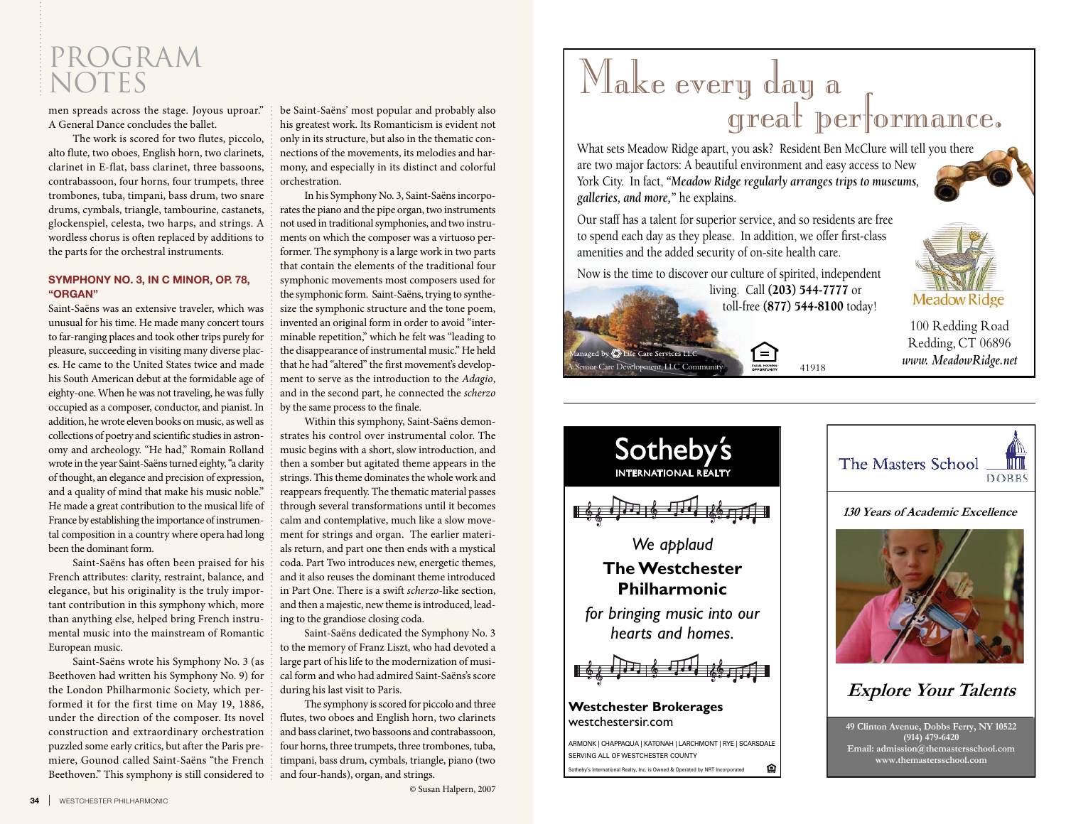# PROGRAM NOTES

men spreads across the stage. Joyous uproar." A General Dance concludes the ballet.

The work is scored for two flutes, piccolo, alto flute, two oboes, English horn, two clarinets, clarinet in E-flat, bass clarinet, three bassoons, contrabassoon, four horns, four trumpets, three trombones, tuba, timpani, bass drum, two snare drums, cymbals, triangle, tambourine, castanets, glockenspiel, celesta, two harps, and strings. A wordless chorus is often replaced by additions to the parts for the orchestral instruments.

### SYMPHONY NO. 3, IN C MINOR, OP. 78, "ORGAN"

Saint-Saëns was an extensive traveler, which was unusual for his time. He made many concert tours to far-ranging places and took other trips purely for pleasure, succeeding in visiting many diverse places. He came to the United States twice and made his South American debut at the formidable age of eighty-one. When he was not traveling, he was fully occupied as a composer, conductor, and pianist. In addition, he wrote eleven books on music, as well as collections of poetry and scientific studies in astronomy and archeology. "He had," Romain Rolland wrote in the year Saint-Saëns turned eighty, "a clarity of thought, an elegance and precision of expression, and a quality of mind that make his music noble." He made a great contribution to the musical life of France by establishing the importance of instrumental composition in a country where opera had long been the dominant form.

Saint-Saëns has often been praised for his French attributes: clarity, restraint, balance, and elegance, but his originality is the truly important contribution in this symphony which, more than anything else, helped bring French instrumental music into the mainstream of Romantic European music.

Saint-Saëns wrote his Symphony No. 3 (as Beethoven had written his Symphony No. 9) for the London Philharmonic Society, which performed it for the first time on May 19, 1886, under the direction of the composer. Its novel construction and extraordinary orchestration puzzled some early critics, but after the Paris premiere, Gounod called Saint-Saëns "the French Beethoven." This symphony is still considered to be Saint-Saëns' most popular and probably also his greatest work. Its Romanticism is evident not only in its structure, but also in the thematic connections of the movements, its melodies and harmony, and especially in its distinct and colorful orchestration.

In his Symphony No. 3, Saint-Saëns incorporates the piano and the pipe organ, two instruments not used in traditional symphonies, and two instruments on which the composer was a virtuoso performer. The symphony is a large work in two parts that contain the elements of the traditional four symphonic movements most composers used for the symphonic form. Saint-Saëns, trying to synthesize the symphonic structure and the tone poem, invented an original form in order to avoid "interminable repetition," which he felt was "leading to the disappearance of instrumental music." He held that he had "altered" the first movement's development to serve as the introduction to the *Adagio*, and in the second part, he connected the *scherzo* by the same process to the finale.

Within this symphony, Saint-Saëns demonstrates his control over instrumental color. The music begins with a short, slow introduction, and then a somber but agitated theme appears in the strings. This theme dominates the whole work and reappears frequently. The thematic material passes through several transformations until it becomes calm and contemplative, much like a slow movement for strings and organ. The earlier materials return, and part one then ends with a mystical coda. Part Two introduces new, energetic themes, and it also reuses the dominant theme introduced in Part One. There is a swift *scherzo*-like section, and then a majestic, new theme is introduced, leading to the grandiose closing coda.

Saint-Saëns dedicated the Symphony No. 3 to the memory of Franz Liszt, who had devoted a large part of his life to the modernization of musical form and who had admired Saint-Saëns's score during his last visit to Paris.

The symphony is scored for piccolo and three flutes, two oboes and English horn, two clarinets and bass clarinet, two bassoons and contrabassoon, four horns, three trumpets, three trombones, tuba, timpani, bass drum, cymbals, triangle, piano (two and four-hands), organ, and strings.

© Susan Halpern, 2007

---

Make every day a great performance.

What sets Meadow Ridge apart, you ask? Resident Ben McClure will tell you there are two major factors: A beautiful environment and easy access to New York City. In fact, "*Meadow Ridge regularly arranges trips to museums, galleries, and more,*" he explains.

Our staff has a talent for superior service, and so residents are free to spend each day as they please. In addition, we offer first-class amenities and the added security of on-site health care.

Now is the time to discover our culture of spirited, independent living. Call **(203) 544-7777** or toll-free **(877) 544-8100** today!

Managed by Life Care Services LLC
A Senior Care Development, LLC Community

41918

Meadow Ridge
100 Redding Road
Redding, CT 06896
*www. MeadowRidge.net*

---

Sotheby's
INTERNATIONAL REALTY

*We applaud*
**The Westchester Philharmonic**
*for bringing music into our hearts and homes.*

**Westchester Brokerages**
westchestersir.com

ARMONK | CHAPPAQUA | KATONAH | LARCHMONT | RYE | SCARSDALE
SERVING ALL OF WESTCHESTER COUNTY

Sotheby's International Realty, Inc. is Owned & Operated by NRT Incorporated

---

The Masters School
DOBBS

***130 Years of Academic Excellence***

***Explore Your Talents***

49 Clinton Avenue, Dobbs Ferry, NY 10522
(914) 479-6420
Email: admission@themastersschool.com
www.themastersschool.com